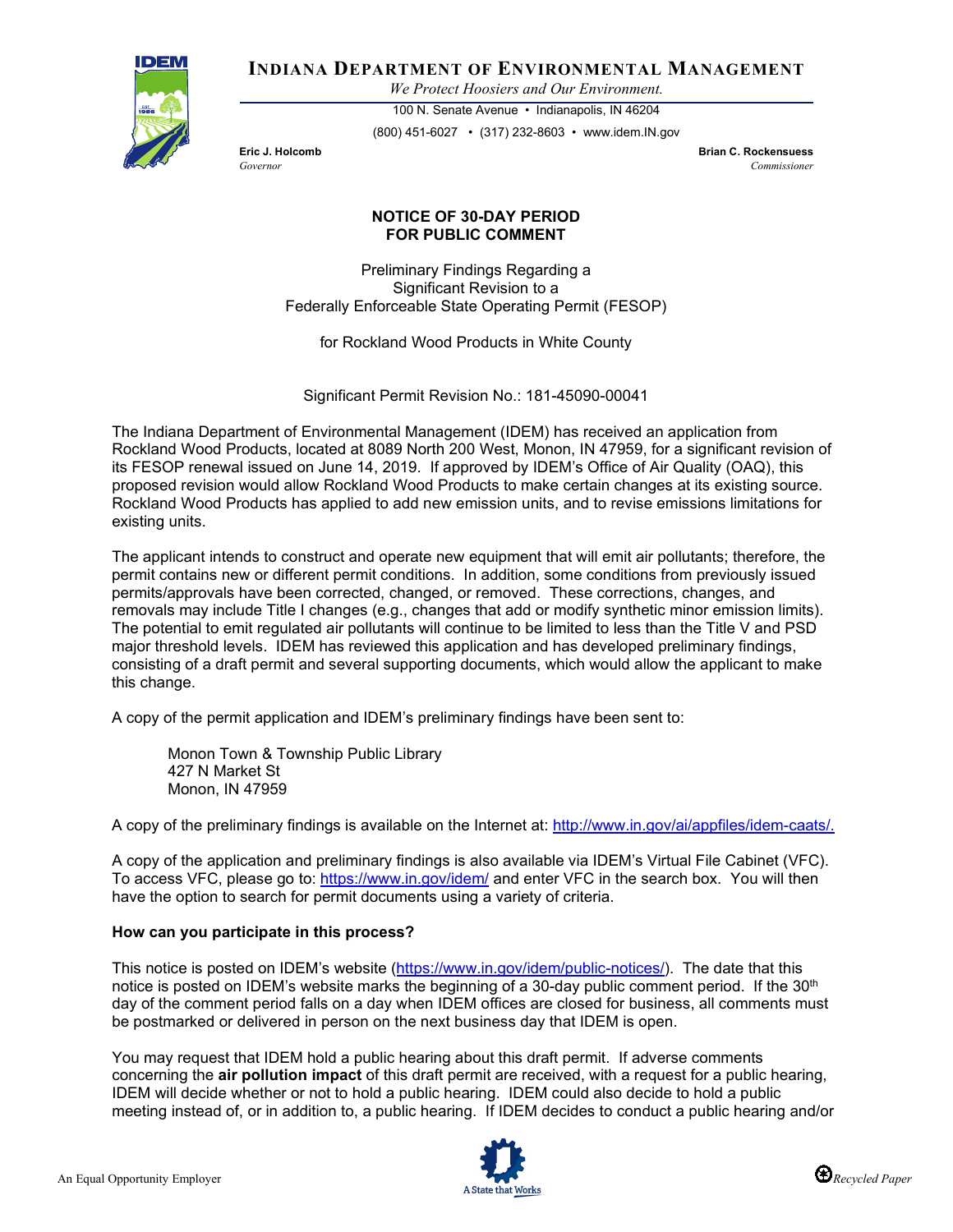**INDIANA DEPARTMENT OF ENVIRONMENTAL MANAGEMENT**

*We Protect Hoosiers and Our Environment.*

100 N. Senate Avenue • Indianapolis, IN 46204

(800) 451-6027 • (317) 232-8603 • www.idem.IN.gov

**Eric J. Holcomb**
*Governor*

**Brian C. Rockensuess**
*Commissioner*

## NOTICE OF 30-DAY PERIOD FOR PUBLIC COMMENT

Preliminary Findings Regarding a
Significant Revision to a
Federally Enforceable State Operating Permit (FESOP)

for Rockland Wood Products in White County

Significant Permit Revision No.: 181-45090-00041

The Indiana Department of Environmental Management (IDEM) has received an application from Rockland Wood Products, located at 8089 North 200 West, Monon, IN 47959, for a significant revision of its FESOP renewal issued on June 14, 2019. If approved by IDEM's Office of Air Quality (OAQ), this proposed revision would allow Rockland Wood Products to make certain changes at its existing source. Rockland Wood Products has applied to add new emission units, and to revise emissions limitations for existing units.

The applicant intends to construct and operate new equipment that will emit air pollutants; therefore, the permit contains new or different permit conditions. In addition, some conditions from previously issued permits/approvals have been corrected, changed, or removed. These corrections, changes, and removals may include Title I changes (e.g., changes that add or modify synthetic minor emission limits). The potential to emit regulated air pollutants will continue to be limited to less than the Title V and PSD major threshold levels. IDEM has reviewed this application and has developed preliminary findings, consisting of a draft permit and several supporting documents, which would allow the applicant to make this change.

A copy of the permit application and IDEM's preliminary findings have been sent to:

Monon Town & Township Public Library
427 N Market St
Monon, IN 47959

A copy of the preliminary findings is available on the Internet at: http://www.in.gov/ai/appfiles/idem-caats/.

A copy of the application and preliminary findings is also available via IDEM's Virtual File Cabinet (VFC). To access VFC, please go to: https://www.in.gov/idem/ and enter VFC in the search box. You will then have the option to search for permit documents using a variety of criteria.

**How can you participate in this process?**

This notice is posted on IDEM's website (https://www.in.gov/idem/public-notices/). The date that this notice is posted on IDEM's website marks the beginning of a 30-day public comment period. If the 30th day of the comment period falls on a day when IDEM offices are closed for business, all comments must be postmarked or delivered in person on the next business day that IDEM is open.

You may request that IDEM hold a public hearing about this draft permit. If adverse comments concerning the **air pollution impact** of this draft permit are received, with a request for a public hearing, IDEM will decide whether or not to hold a public hearing. IDEM could also decide to hold a public meeting instead of, or in addition to, a public hearing. If IDEM decides to conduct a public hearing and/or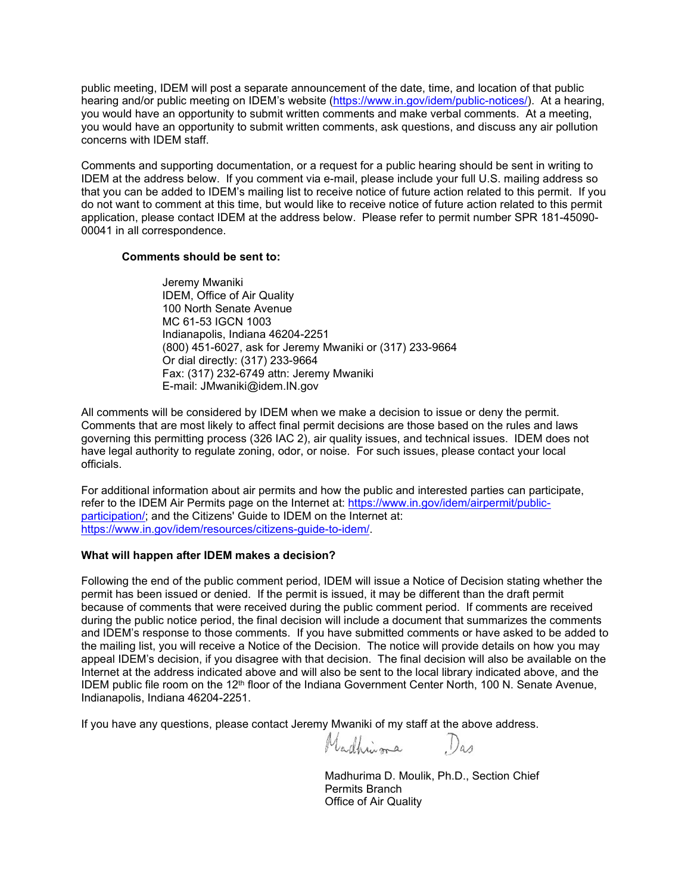public meeting, IDEM will post a separate announcement of the date, time, and location of that public hearing and/or public meeting on IDEM's website (https://www.in.gov/idem/public-notices/). At a hearing, you would have an opportunity to submit written comments and make verbal comments. At a meeting, you would have an opportunity to submit written comments, ask questions, and discuss any air pollution concerns with IDEM staff.

Comments and supporting documentation, or a request for a public hearing should be sent in writing to IDEM at the address below. If you comment via e-mail, please include your full U.S. mailing address so that you can be added to IDEM's mailing list to receive notice of future action related to this permit. If you do not want to comment at this time, but would like to receive notice of future action related to this permit application, please contact IDEM at the address below. Please refer to permit number SPR 181-45090-00041 in all correspondence.

**Comments should be sent to:**

Jeremy Mwaniki
IDEM, Office of Air Quality
100 North Senate Avenue
MC 61-53 IGCN 1003
Indianapolis, Indiana 46204-2251
(800) 451-6027, ask for Jeremy Mwaniki or (317) 233-9664
Or dial directly: (317) 233-9664
Fax: (317) 232-6749 attn: Jeremy Mwaniki
E-mail: JMwaniki@idem.IN.gov

All comments will be considered by IDEM when we make a decision to issue or deny the permit. Comments that are most likely to affect final permit decisions are those based on the rules and laws governing this permitting process (326 IAC 2), air quality issues, and technical issues. IDEM does not have legal authority to regulate zoning, odor, or noise. For such issues, please contact your local officials.

For additional information about air permits and how the public and interested parties can participate, refer to the IDEM Air Permits page on the Internet at: https://www.in.gov/idem/airpermit/public-participation/; and the Citizens' Guide to IDEM on the Internet at: https://www.in.gov/idem/resources/citizens-guide-to-idem/.

**What will happen after IDEM makes a decision?**

Following the end of the public comment period, IDEM will issue a Notice of Decision stating whether the permit has been issued or denied. If the permit is issued, it may be different than the draft permit because of comments that were received during the public comment period. If comments are received during the public notice period, the final decision will include a document that summarizes the comments and IDEM's response to those comments. If you have submitted comments or have asked to be added to the mailing list, you will receive a Notice of the Decision. The notice will provide details on how you may appeal IDEM's decision, if you disagree with that decision. The final decision will also be available on the Internet at the address indicated above and will also be sent to the local library indicated above, and the IDEM public file room on the 12th floor of the Indiana Government Center North, 100 N. Senate Avenue, Indianapolis, Indiana 46204-2251.

If you have any questions, please contact Jeremy Mwaniki of my staff at the above address.

Madhurima Das

Madhurima D. Moulik, Ph.D., Section Chief
Permits Branch
Office of Air Quality